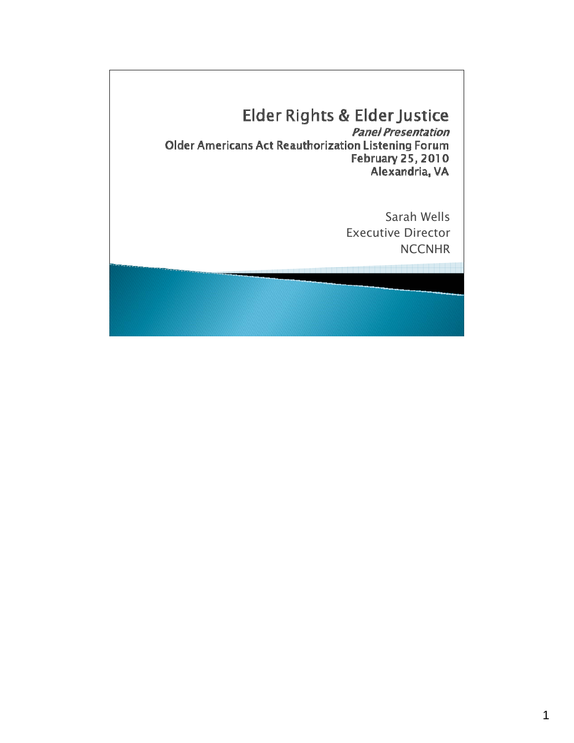# Elder Rights & Elder Justice

*Panel Presentation*

Older Americans Act Reauthorization Listening Forum

February 25, 2010

Alexandria, VA

Sarah Wells

Executive Director

NCCNHR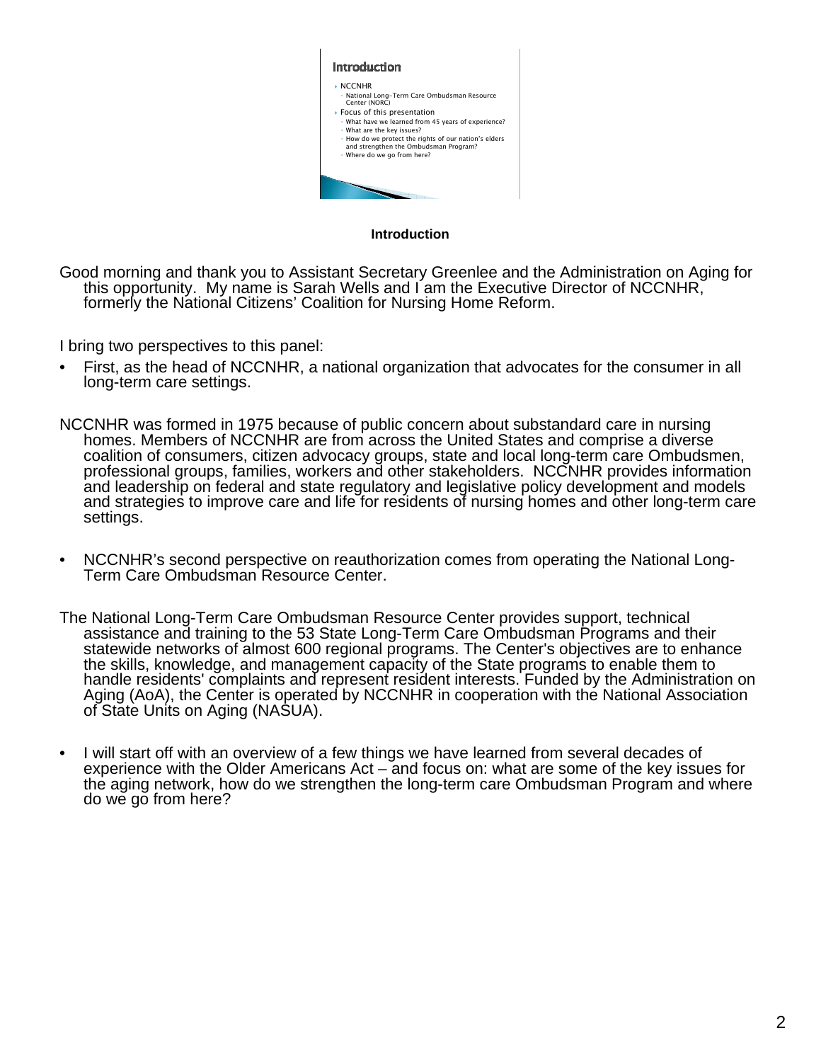## Introduction

- NCCNHR
  - National Long-Term Care Ombudsman Resource Center (NORC)
- Focus of this presentation
  - What have we learned from 45 years of experience?
  - What are the key issues?
  - How do we protect the rights of our nation's elders and strengthen the Ombudsman Program?
  - Where do we go from here?

**Introduction**

Good morning and thank you to Assistant Secretary Greenlee and the Administration on Aging for this opportunity. My name is Sarah Wells and I am the Executive Director of NCCNHR, formerly the National Citizens' Coalition for Nursing Home Reform.

I bring two perspectives to this panel:

- First, as the head of NCCNHR, a national organization that advocates for the consumer in all long-term care settings.

NCCNHR was formed in 1975 because of public concern about substandard care in nursing homes. Members of NCCNHR are from across the United States and comprise a diverse coalition of consumers, citizen advocacy groups, state and local long-term care Ombudsmen, professional groups, families, workers and other stakeholders. NCCNHR provides information and leadership on federal and state regulatory and legislative policy development and models and strategies to improve care and life for residents of nursing homes and other long-term care settings.

- NCCNHR's second perspective on reauthorization comes from operating the National Long-Term Care Ombudsman Resource Center.

The National Long-Term Care Ombudsman Resource Center provides support, technical assistance and training to the 53 State Long-Term Care Ombudsman Programs and their statewide networks of almost 600 regional programs. The Center's objectives are to enhance the skills, knowledge, and management capacity of the State programs to enable them to handle residents' complaints and represent resident interests. Funded by the Administration on Aging (AoA), the Center is operated by NCCNHR in cooperation with the National Association of State Units on Aging (NASUA).

- I will start off with an overview of a few things we have learned from several decades of experience with the Older Americans Act – and focus on: what are some of the key issues for the aging network, how do we strengthen the long-term care Ombudsman Program and where do we go from here?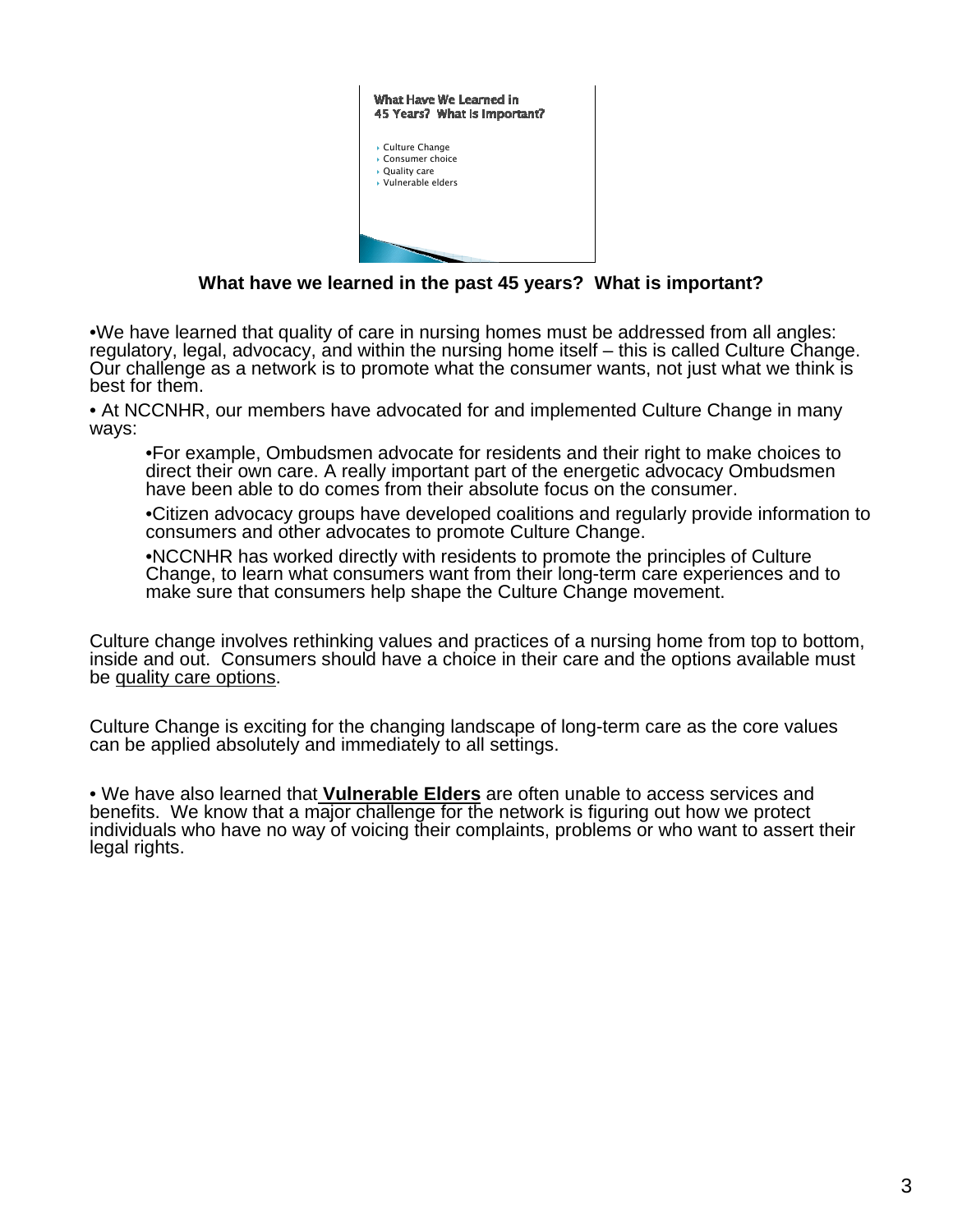What Have We Learned in 45 Years? What is Important?

- Culture Change
- Consumer choice
- Quality care
- Vulnerable elders

**What have we learned in the past 45 years? What is important?**

•We have learned that quality of care in nursing homes must be addressed from all angles: regulatory, legal, advocacy, and within the nursing home itself – this is called Culture Change. Our challenge as a network is to promote what the consumer wants, not just what we think is best for them.

• At NCCNHR, our members have advocated for and implemented Culture Change in many ways:

- •For example, Ombudsmen advocate for residents and their right to make choices to direct their own care. A really important part of the energetic advocacy Ombudsmen have been able to do comes from their absolute focus on the consumer.
- •Citizen advocacy groups have developed coalitions and regularly provide information to consumers and other advocates to promote Culture Change.
- •NCCNHR has worked directly with residents to promote the principles of Culture Change, to learn what consumers want from their long-term care experiences and to make sure that consumers help shape the Culture Change movement.

Culture change involves rethinking values and practices of a nursing home from top to bottom, inside and out. Consumers should have a choice in their care and the options available must be <u>quality care options</u>.

Culture Change is exciting for the changing landscape of long-term care as the core values can be applied absolutely and immediately to all settings.

• We have also learned that **<u>Vulnerable Elders</u>** are often unable to access services and benefits. We know that a major challenge for the network is figuring out how we protect individuals who have no way of voicing their complaints, problems or who want to assert their legal rights.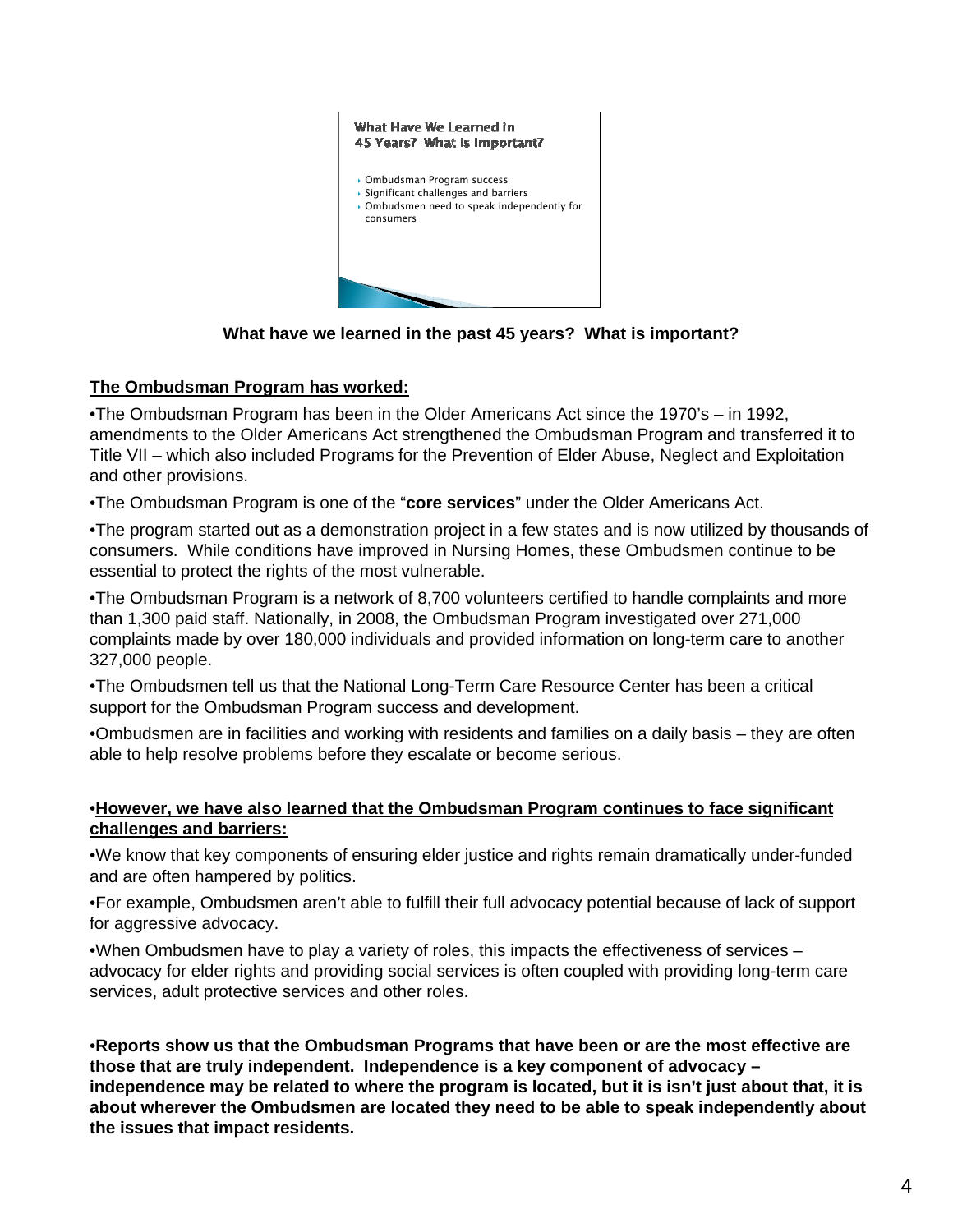What Have We Learned in 45 Years? What Is Important?

- Ombudsman Program success
- Significant challenges and barriers
- Ombudsmen need to speak independently for consumers

**What have we learned in the past 45 years? What is important?**

**The Ombudsman Program has worked:**

•The Ombudsman Program has been in the Older Americans Act since the 1970's – in 1992, amendments to the Older Americans Act strengthened the Ombudsman Program and transferred it to Title VII – which also included Programs for the Prevention of Elder Abuse, Neglect and Exploitation and other provisions.

•The Ombudsman Program is one of the "**core services**" under the Older Americans Act.

•The program started out as a demonstration project in a few states and is now utilized by thousands of consumers. While conditions have improved in Nursing Homes, these Ombudsmen continue to be essential to protect the rights of the most vulnerable.

•The Ombudsman Program is a network of 8,700 volunteers certified to handle complaints and more than 1,300 paid staff. Nationally, in 2008, the Ombudsman Program investigated over 271,000 complaints made by over 180,000 individuals and provided information on long-term care to another 327,000 people.

•The Ombudsmen tell us that the National Long-Term Care Resource Center has been a critical support for the Ombudsman Program success and development.

•Ombudsmen are in facilities and working with residents and families on a daily basis – they are often able to help resolve problems before they escalate or become serious.

•**However, we have also learned that the Ombudsman Program continues to face significant challenges and barriers:**

•We know that key components of ensuring elder justice and rights remain dramatically under-funded and are often hampered by politics.

•For example, Ombudsmen aren't able to fulfill their full advocacy potential because of lack of support for aggressive advocacy.

•When Ombudsmen have to play a variety of roles, this impacts the effectiveness of services – advocacy for elder rights and providing social services is often coupled with providing long-term care services, adult protective services and other roles.

•**Reports show us that the Ombudsman Programs that have been or are the most effective are those that are truly independent. Independence is a key component of advocacy – independence may be related to where the program is located, but it is isn't just about that, it is about wherever the Ombudsmen are located they need to be able to speak independently about the issues that impact residents.**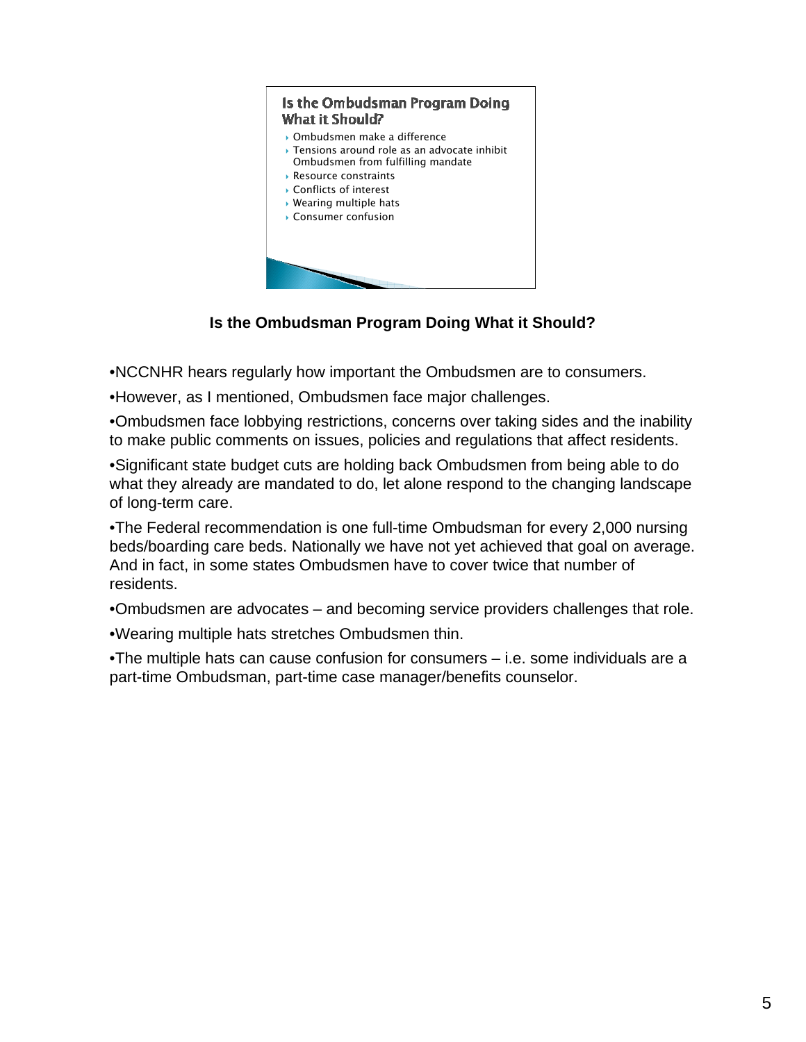## Is the Ombudsman Program Doing What it Should?

- Ombudsmen make a difference
- Tensions around role as an advocate inhibit Ombudsmen from fulfilling mandate
- Resource constraints
- Conflicts of interest
- Wearing multiple hats
- Consumer confusion

**Is the Ombudsman Program Doing What it Should?**

•NCCNHR hears regularly how important the Ombudsmen are to consumers.

•However, as I mentioned, Ombudsmen face major challenges.

•Ombudsmen face lobbying restrictions, concerns over taking sides and the inability to make public comments on issues, policies and regulations that affect residents.

•Significant state budget cuts are holding back Ombudsmen from being able to do what they already are mandated to do, let alone respond to the changing landscape of long-term care.

•The Federal recommendation is one full-time Ombudsman for every 2,000 nursing beds/boarding care beds. Nationally we have not yet achieved that goal on average. And in fact, in some states Ombudsmen have to cover twice that number of residents.

•Ombudsmen are advocates – and becoming service providers challenges that role.

•Wearing multiple hats stretches Ombudsmen thin.

•The multiple hats can cause confusion for consumers – i.e. some individuals are a part-time Ombudsman, part-time case manager/benefits counselor.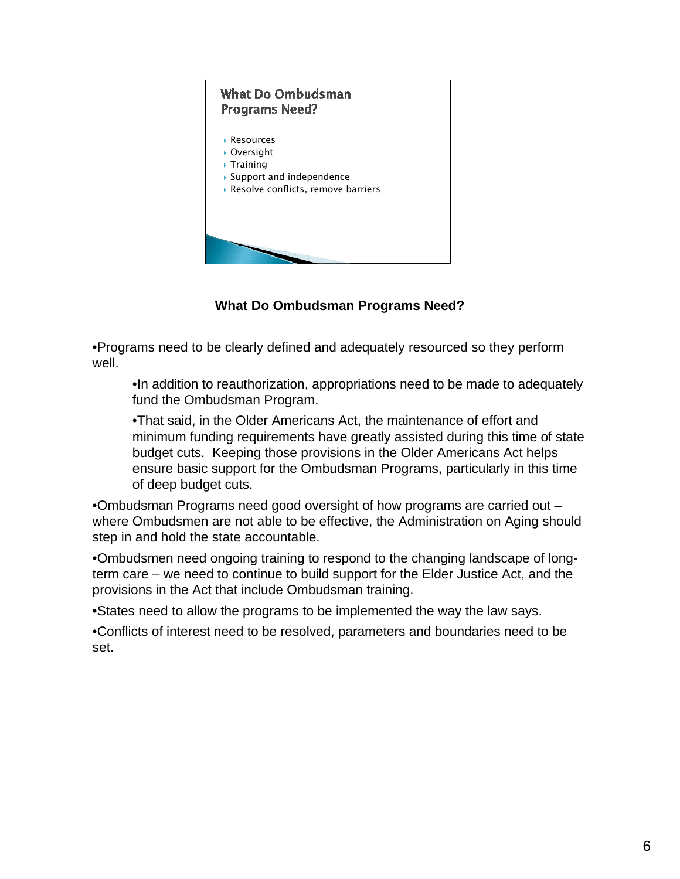## What Do Ombudsman Programs Need?

- Resources
- Oversight
- Training
- Support and independence
- Resolve conflicts, remove barriers

**What Do Ombudsman Programs Need?**

•Programs need to be clearly defined and adequately resourced so they perform well.

  •In addition to reauthorization, appropriations need to be made to adequately fund the Ombudsman Program.

  •That said, in the Older Americans Act, the maintenance of effort and minimum funding requirements have greatly assisted during this time of state budget cuts. Keeping those provisions in the Older Americans Act helps ensure basic support for the Ombudsman Programs, particularly in this time of deep budget cuts.

•Ombudsman Programs need good oversight of how programs are carried out – where Ombudsmen are not able to be effective, the Administration on Aging should step in and hold the state accountable.

•Ombudsmen need ongoing training to respond to the changing landscape of long-term care – we need to continue to build support for the Elder Justice Act, and the provisions in the Act that include Ombudsman training.

•States need to allow the programs to be implemented the way the law says.

•Conflicts of interest need to be resolved, parameters and boundaries need to be set.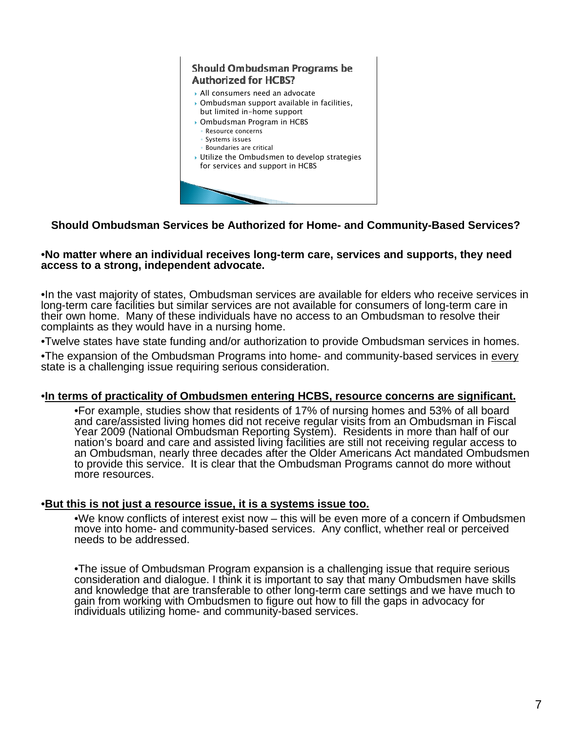### Should Ombudsman Programs be Authorized for HCBS?

- All consumers need an advocate
- Ombudsman support available in facilities, but limited in-home support
- Ombudsman Program in HCBS
  - Resource concerns
  - Systems issues
  - Boundaries are critical
- Utilize the Ombudsmen to develop strategies for services and support in HCBS

## Should Ombudsman Services be Authorized for Home- and Community-Based Services?

**•No matter where an individual receives long-term care, services and supports, they need access to a strong, independent advocate.**

•In the vast majority of states, Ombudsman services are available for elders who receive services in long-term care facilities but similar services are not available for consumers of long-term care in their own home. Many of these individuals have no access to an Ombudsman to resolve their complaints as they would have in a nursing home.

•Twelve states have state funding and/or authorization to provide Ombudsman services in homes.

•The expansion of the Ombudsman Programs into home- and community-based services in <u>every</u> state is a challenging issue requiring serious consideration.

**•<u>In terms of practicality of Ombudsmen entering HCBS, resource concerns are significant.</u>**

> •For example, studies show that residents of 17% of nursing homes and 53% of all board and care/assisted living homes did not receive regular visits from an Ombudsman in Fiscal Year 2009 (National Ombudsman Reporting System). Residents in more than half of our nation's board and care and assisted living facilities are still not receiving regular access to an Ombudsman, nearly three decades after the Older Americans Act mandated Ombudsmen to provide this service. It is clear that the Ombudsman Programs cannot do more without more resources.

**•<u>But this is not just a resource issue, it is a systems issue too.</u>**

> •We know conflicts of interest exist now – this will be even more of a concern if Ombudsmen move into home- and community-based services. Any conflict, whether real or perceived needs to be addressed.
>
> •The issue of Ombudsman Program expansion is a challenging issue that require serious consideration and dialogue. I think it is important to say that many Ombudsmen have skills and knowledge that are transferable to other long-term care settings and we have much to gain from working with Ombudsmen to figure out how to fill the gaps in advocacy for individuals utilizing home- and community-based services.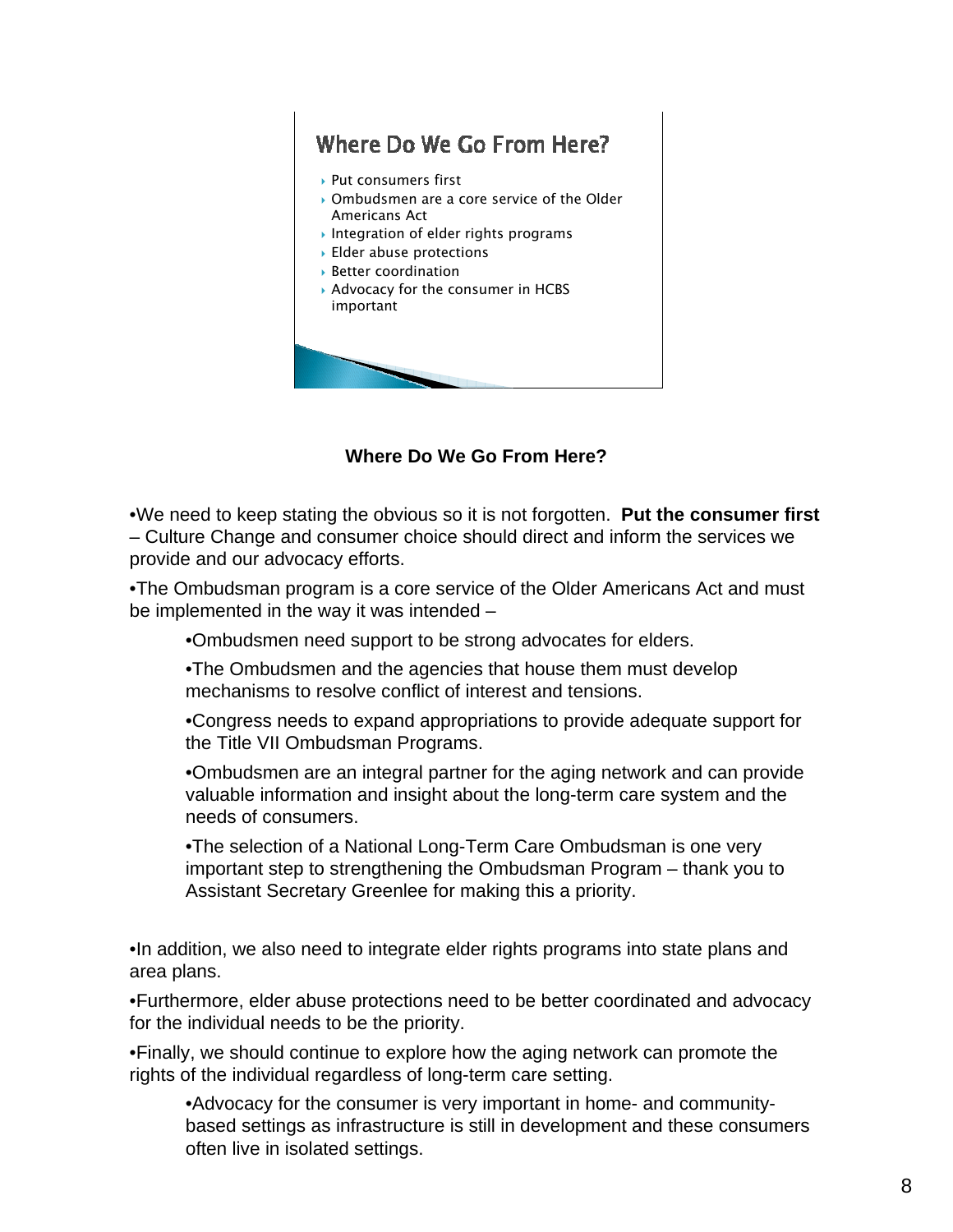## Where Do We Go From Here?

- Put consumers first
- Ombudsmen are a core service of the Older Americans Act
- Integration of elder rights programs
- Elder abuse protections
- Better coordination
- Advocacy for the consumer in HCBS important

**Where Do We Go From Here?**

•We need to keep stating the obvious so it is not forgotten. **Put the consumer first** – Culture Change and consumer choice should direct and inform the services we provide and our advocacy efforts.

•The Ombudsman program is a core service of the Older Americans Act and must be implemented in the way it was intended –

> •Ombudsmen need support to be strong advocates for elders.
>
> •The Ombudsmen and the agencies that house them must develop mechanisms to resolve conflict of interest and tensions.
>
> •Congress needs to expand appropriations to provide adequate support for the Title VII Ombudsman Programs.
>
> •Ombudsmen are an integral partner for the aging network and can provide valuable information and insight about the long-term care system and the needs of consumers.
>
> •The selection of a National Long-Term Care Ombudsman is one very important step to strengthening the Ombudsman Program – thank you to Assistant Secretary Greenlee for making this a priority.

•In addition, we also need to integrate elder rights programs into state plans and area plans.

•Furthermore, elder abuse protections need to be better coordinated and advocacy for the individual needs to be the priority.

•Finally, we should continue to explore how the aging network can promote the rights of the individual regardless of long-term care setting.

> •Advocacy for the consumer is very important in home- and community-based settings as infrastructure is still in development and these consumers often live in isolated settings.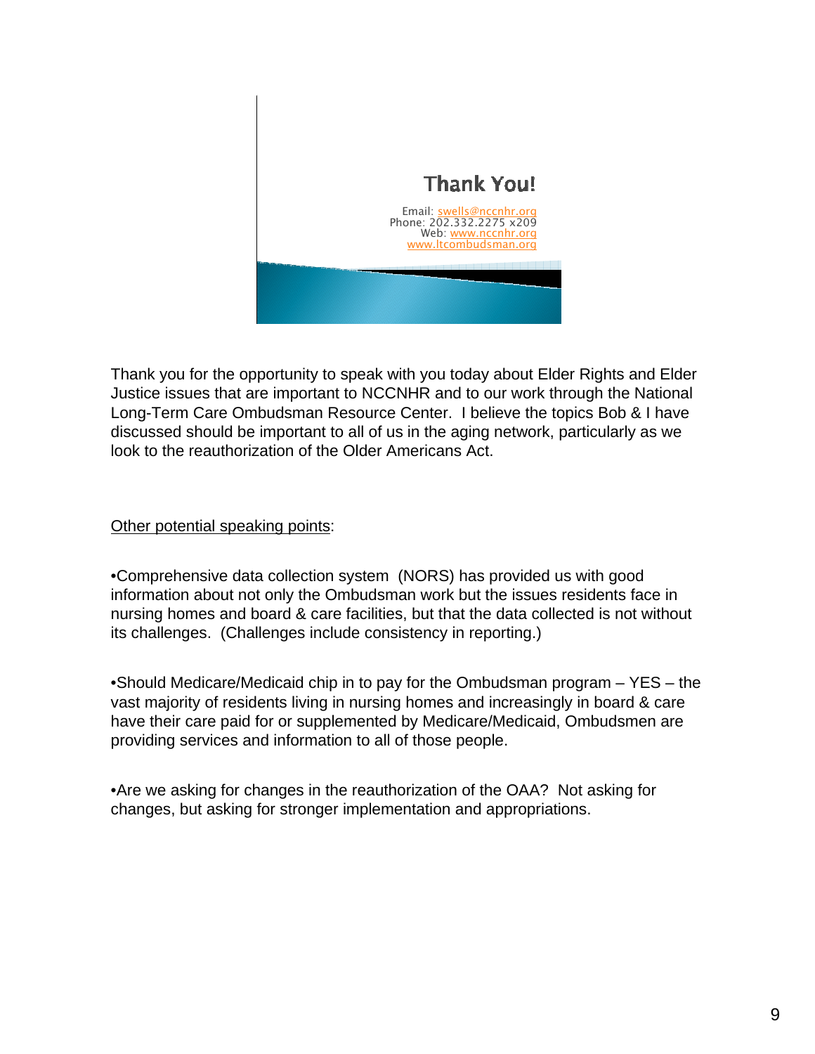## Thank You!

Email: swells@nccnhr.org
Phone: 202.332.2275 x209
Web: www.nccnhr.org
www.ltcombudsman.org

Thank you for the opportunity to speak with you today about Elder Rights and Elder Justice issues that are important to NCCNHR and to our work through the National Long-Term Care Ombudsman Resource Center. I believe the topics Bob & I have discussed should be important to all of us in the aging network, particularly as we look to the reauthorization of the Older Americans Act.

Other potential speaking points:

•Comprehensive data collection system (NORS) has provided us with good information about not only the Ombudsman work but the issues residents face in nursing homes and board & care facilities, but that the data collected is not without its challenges. (Challenges include consistency in reporting.)

•Should Medicare/Medicaid chip in to pay for the Ombudsman program – YES – the vast majority of residents living in nursing homes and increasingly in board & care have their care paid for or supplemented by Medicare/Medicaid, Ombudsmen are providing services and information to all of those people.

•Are we asking for changes in the reauthorization of the OAA? Not asking for changes, but asking for stronger implementation and appropriations.